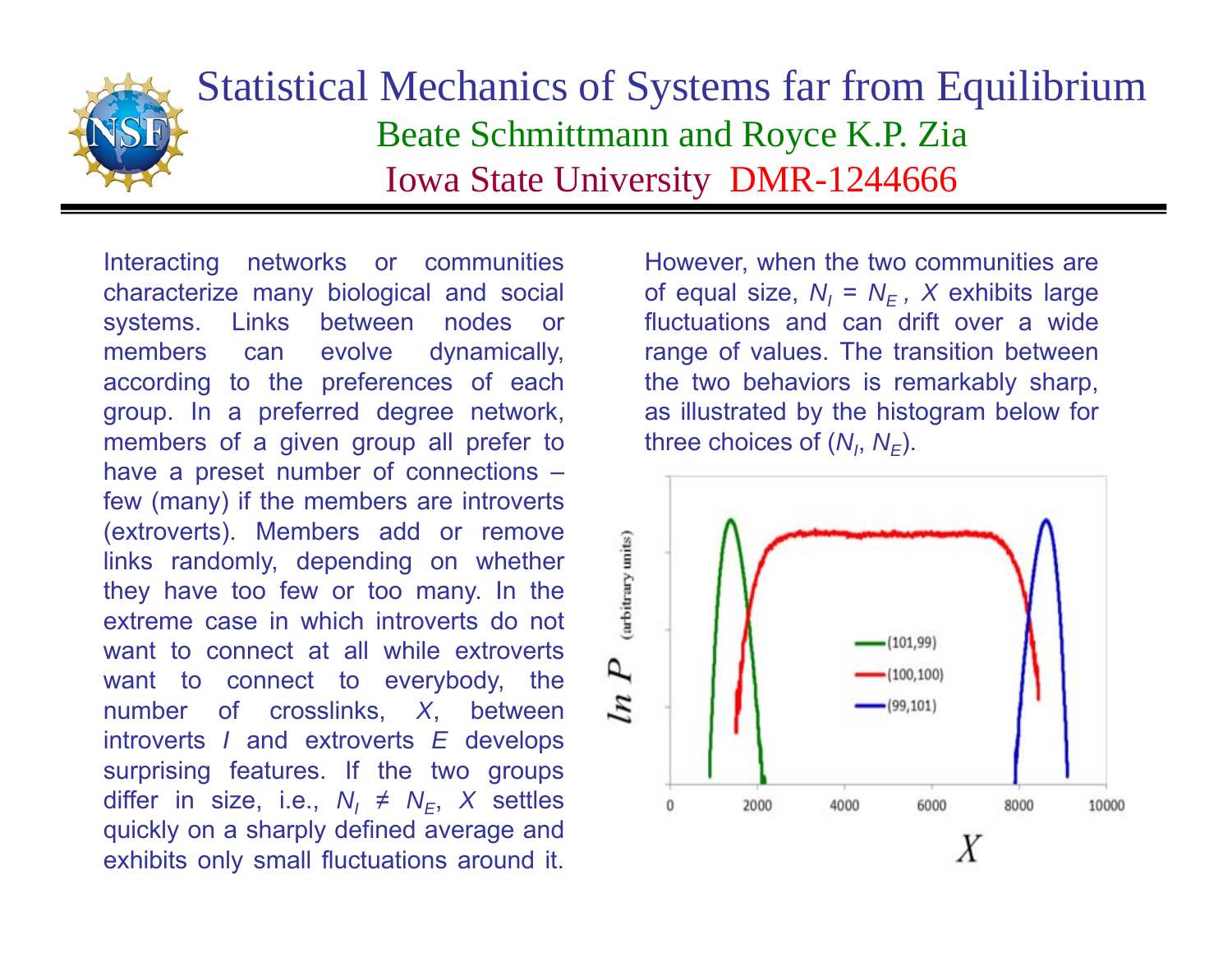# Statistical Mechanics of Systems far from Equilibrium

## Beate Schmittmann and Royce K.P. Zia

## Iowa State University DMR-1244666

Interacting networks or communities characterize many biological and social systems. Links between nodes or members can evolve dynamically, according to the preferences of each group. In a preferred degree network, members of a given group all prefer to have a preset number of connections – few (many) if the members are introverts (extroverts). Members add or remove links randomly, depending on whether they have too few or too many. In the extreme case in which introverts do not want to connect at all while extroverts want to connect to everybody, the number of crosslinks, $X$, between introverts $I$ and extroverts $E$ develops surprising features. If the two groups differ in size, i.e., $N_I \neq N_E$, $X$ settles quickly on a sharply defined average and exhibits only small fluctuations around it.

However, when the two communities are of equal size, $N_I = N_E$, $X$ exhibits large fluctuations and can drift over a wide range of values. The transition between the two behaviors is remarkably sharp, as illustrated by the histogram below for three choices of ($N_I$, $N_E$).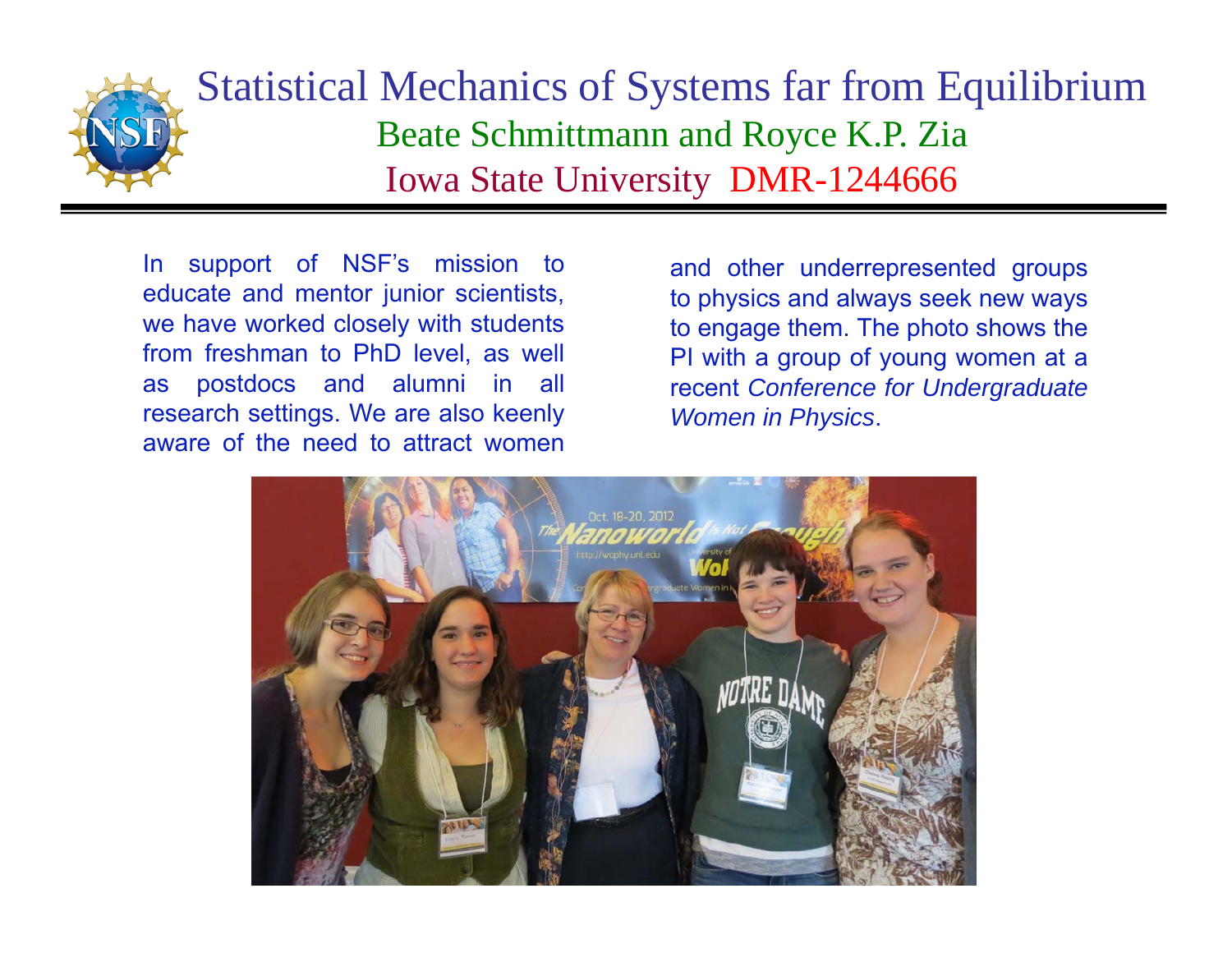# Statistical Mechanics of Systems far from Equilibrium

## Beate Schmittmann and Royce K.P. Zia

## Iowa State University DMR-1244666

In support of NSF's mission to educate and mentor junior scientists, we have worked closely with students from freshman to PhD level, as well as postdocs and alumni in all research settings. We are also keenly aware of the need to attract women and other underrepresented groups to physics and always seek new ways to engage them. The photo shows the PI with a group of young women at a recent *Conference for Undergraduate Women in Physics*.